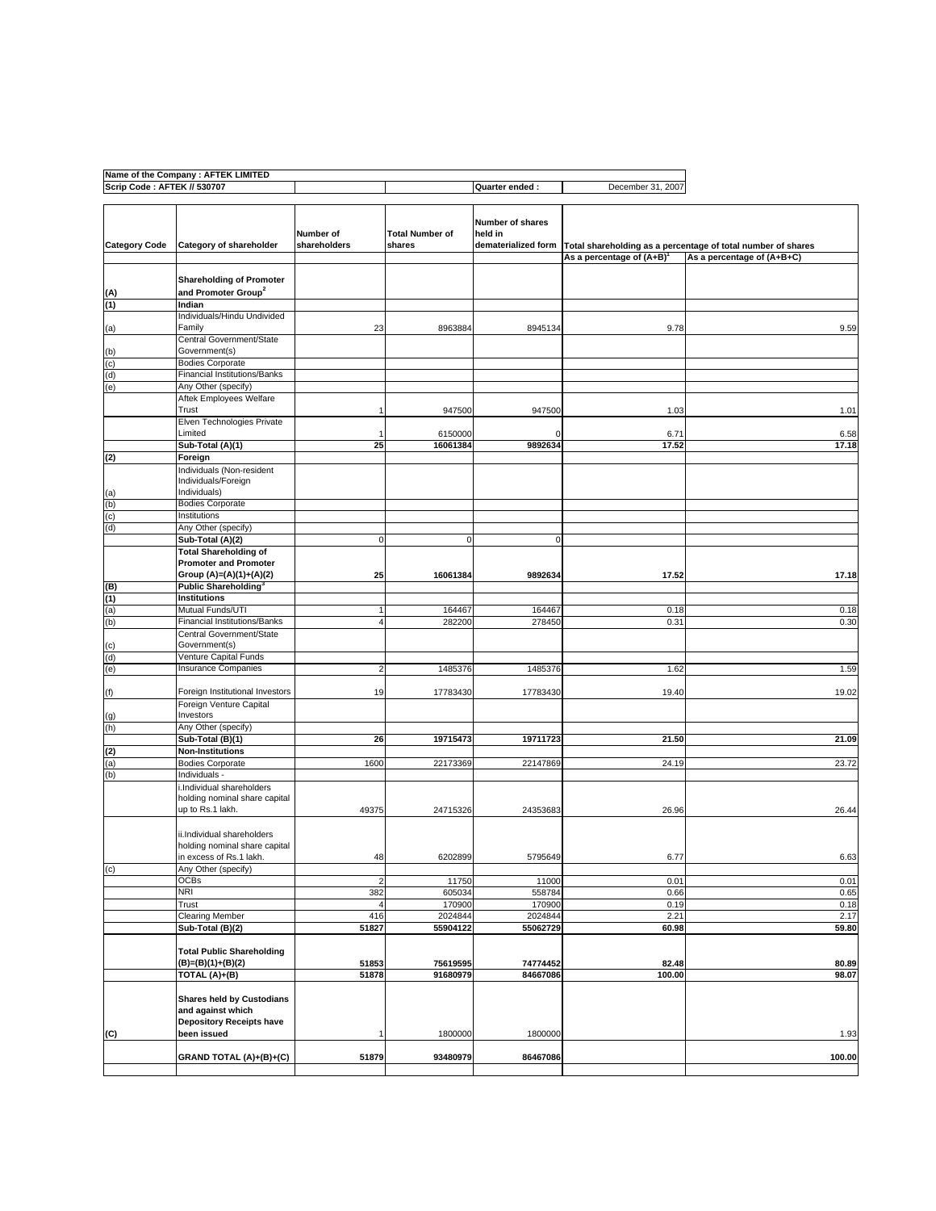| Name of the Company : AFTEK LIMITED | | | | | | |
|---|---|---|---|---|---|---|
| Scrip Code : AFTEK // 530707 | | | | Quarter ended : | December 31, 2007 | |

| Category Code | Category of shareholder | Number of shareholders | Total Number of shares | Number of shares held in dematerialized form | Total shareholding as a percentage of total number of shares | |
|---|---|---|---|---|---|---|
| | | | | | As a percentage of (A+B)[1] | As a percentage of (A+B+C) |
| (A) | **Shareholding of Promoter and Promoter Group[2]** | | | | | |
| (1) | **Indian** | | | | | |
| (a) | Individuals/Hindu Undivided Family | 23 | 8963884 | 8945134 | 9.78 | 9.59 |
| (b) | Central Government/State Government(s) | | | | | |
| (c) | Bodies Corporate | | | | | |
| (d) | Financial Institutions/Banks | | | | | |
| (e) | Any Other (specify) | | | | | |
| | Aftek Employees Welfare Trust | 1 | 947500 | 947500 | 1.03 | 1.01 |
| | Elven Technologies Private Limited | 1 | 6150000 | 0 | 6.71 | 6.58 |
| | **Sub-Total (A)(1)** | **25** | **16061384** | **9892634** | **17.52** | **17.18** |
| (2) | **Foreign** | | | | | |
| (a) | Individuals (Non-resident Individuals/Foreign Individuals) | | | | | |
| (b) | Bodies Corporate | | | | | |
| (c) | Institutions | | | | | |
| (d) | Any Other (specify) | | | | | |
| | **Sub-Total (A)(2)** | 0 | 0 | 0 | | |
| | **Total Shareholding of Promoter and Promoter Group (A)=(A)(1)+(A)(2)** | **25** | **16061384** | **9892634** | **17.52** | **17.18** |
| (B) | **Public Shareholding[3]** | | | | | |
| (1) | **Institutions** | | | | | |
| (a) | Mutual Funds/UTI | 1 | 164467 | 164467 | 0.18 | 0.18 |
| (b) | Financial Institutions/Banks | 4 | 282200 | 278450 | 0.31 | 0.30 |
| (c) | Central Government/State Government(s) | | | | | |
| (d) | Venture Capital Funds | | | | | |
| (e) | Insurance Companies | 2 | 1485376 | 1485376 | 1.62 | 1.59 |
| (f) | Foreign Institutional Investors | 19 | 17783430 | 17783430 | 19.40 | 19.02 |
| (g) | Foreign Venture Capital Investors | | | | | |
| (h) | Any Other (specify) | | | | | |
| | **Sub-Total (B)(1)** | **26** | **19715473** | **19711723** | **21.50** | **21.09** |
| (2) | **Non-Institutions** | | | | | |
| (a) | Bodies Corporate | 1600 | 22173369 | 22147869 | 24.19 | 23.72 |
| (b) | Individuals - | | | | | |
| | i.Individual shareholders holding nominal share capital up to Rs.1 lakh. | 49375 | 24715326 | 24353683 | 26.96 | 26.44 |
| | ii.Individual shareholders holding nominal share capital in excess of Rs.1 lakh. | 48 | 6202899 | 5795649 | 6.77 | 6.63 |
| (c) | Any Other (specify) | | | | | |
| | OCBs | 2 | 11750 | 11000 | 0.01 | 0.01 |
| | NRI | 382 | 605034 | 558784 | 0.66 | 0.65 |
| | Trust | 4 | 170900 | 170900 | 0.19 | 0.18 |
| | Clearing Member | 416 | 2024844 | 2024844 | 2.21 | 2.17 |
| | **Sub-Total (B)(2)** | **51827** | **55904122** | **55062729** | **60.98** | **59.80** |
| | **Total Public Shareholding (B)=(B)(1)+(B)(2)** | **51853** | **75619595** | **74774452** | **82.48** | **80.89** |
| | **TOTAL (A)+(B)** | **51878** | **91680979** | **84667086** | **100.00** | **98.07** |
| (C) | **Shares held by Custodians and against which Depository Receipts have been issued** | 1 | 1800000 | 1800000 | | 1.93 |
| | **GRAND TOTAL (A)+(B)+(C)** | **51879** | **93480979** | **86467086** | | **100.00** |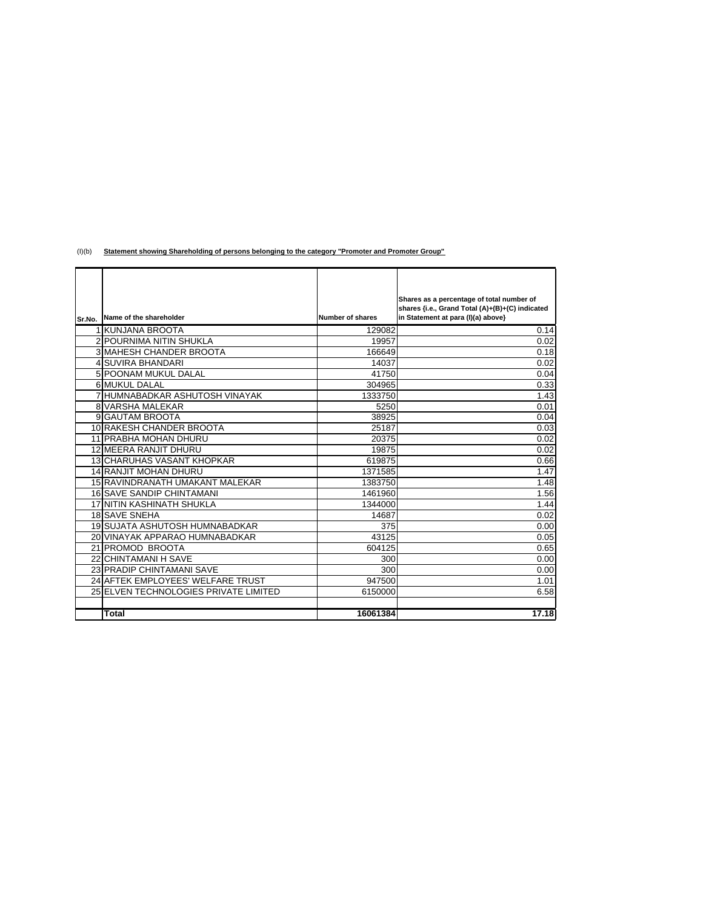(I)(b) **Statement showing Shareholding of persons belonging to the category "Promoter and Promoter Group"**

| Sr.No. | Name of the shareholder | Number of shares | Shares as a percentage of total number of shares {i.e., Grand Total (A)+(B)+(C) indicated in Statement at para (I)(a) above} |
|---|---|---|---|
| 1 | KUNJANA BROOTA | 129082 | 0.14 |
| 2 | POURNIMA NITIN SHUKLA | 19957 | 0.02 |
| 3 | MAHESH CHANDER BROOTA | 166649 | 0.18 |
| 4 | SUVIRA BHANDARI | 14037 | 0.02 |
| 5 | POONAM MUKUL DALAL | 41750 | 0.04 |
| 6 | MUKUL DALAL | 304965 | 0.33 |
| 7 | HUMNABADKAR ASHUTOSH VINAYAK | 1333750 | 1.43 |
| 8 | VARSHA MALEKAR | 5250 | 0.01 |
| 9 | GAUTAM BROOTA | 38925 | 0.04 |
| 10 | RAKESH CHANDER BROOTA | 25187 | 0.03 |
| 11 | PRABHA MOHAN DHURU | 20375 | 0.02 |
| 12 | MEERA RANJIT DHURU | 19875 | 0.02 |
| 13 | CHARUHAS VASANT KHOPKAR | 619875 | 0.66 |
| 14 | RANJIT MOHAN DHURU | 1371585 | 1.47 |
| 15 | RAVINDRANATH UMAKANT MALEKAR | 1383750 | 1.48 |
| 16 | SAVE SANDIP CHINTAMANI | 1461960 | 1.56 |
| 17 | NITIN KASHINATH SHUKLA | 1344000 | 1.44 |
| 18 | SAVE SNEHA | 14687 | 0.02 |
| 19 | SUJATA ASHUTOSH HUMNABADKAR | 375 | 0.00 |
| 20 | VINAYAK APPARAO HUMNABADKAR | 43125 | 0.05 |
| 21 | PROMOD BROOTA | 604125 | 0.65 |
| 22 | CHINTAMANI H SAVE | 300 | 0.00 |
| 23 | PRADIP CHINTAMANI SAVE | 300 | 0.00 |
| 24 | AFTEK EMPLOYEES' WELFARE TRUST | 947500 | 1.01 |
| 25 | ELVEN TECHNOLOGIES PRIVATE LIMITED | 6150000 | 6.58 |
| | | | |
| | **Total** | **16061384** | **17.18** |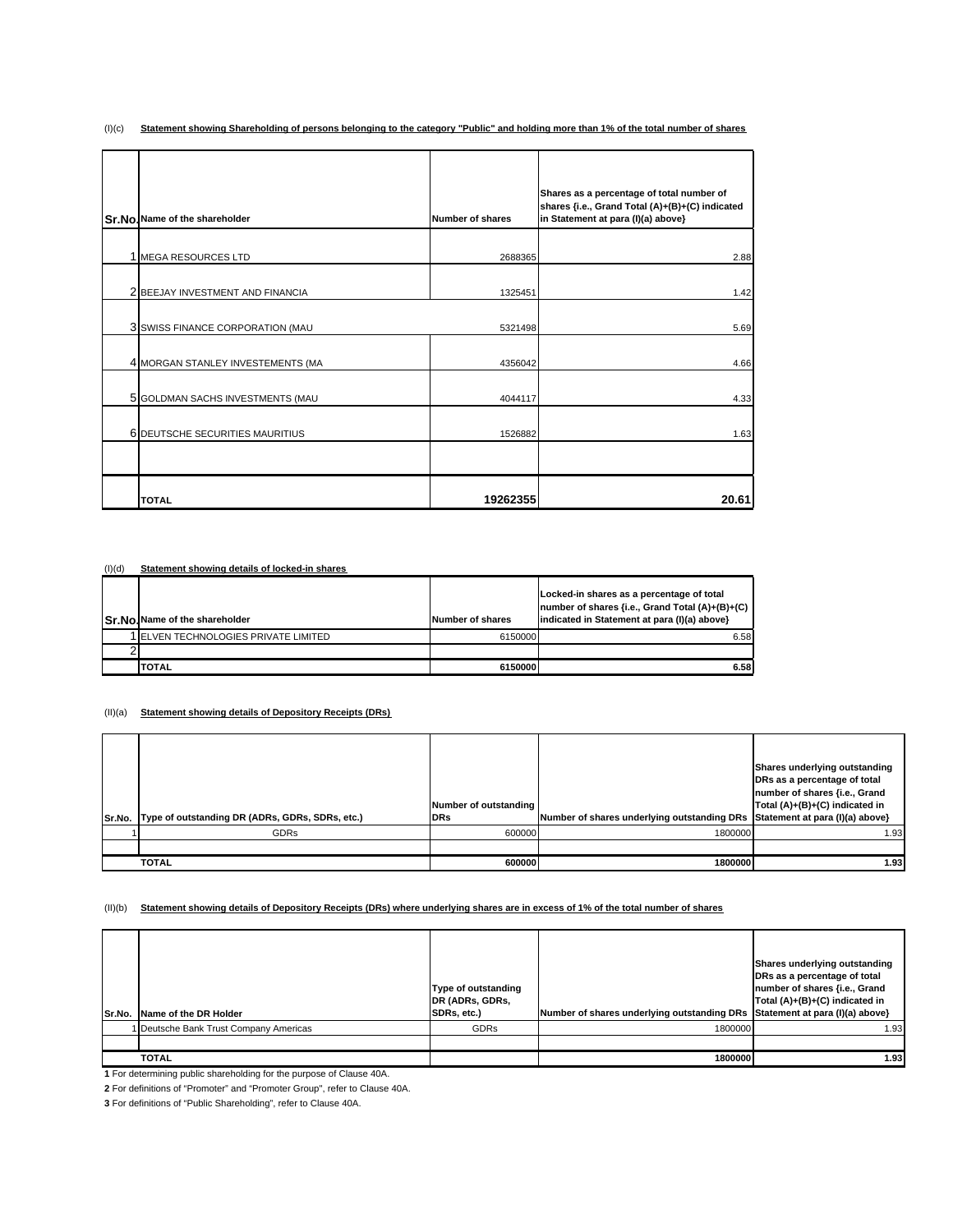(I)(c) **Statement showing Shareholding of persons belonging to the category "Public" and holding more than 1% of the total number of shares**

| Sr.No. | Name of the shareholder | Number of shares | Shares as a percentage of total number of shares {i.e., Grand Total (A)+(B)+(C) indicated in Statement at para (I)(a) above} |
|---|---|---|---|
| 1 | MEGA RESOURCES LTD | 2688365 | 2.88 |
| 2 | BEEJAY INVESTMENT AND FINANCIA | 1325451 | 1.42 |
| 3 | SWISS FINANCE CORPORATION (MAU | 5321498 | 5.69 |
| 4 | MORGAN STANLEY INVESTEMENTS (MA | 4356042 | 4.66 |
| 5 | GOLDMAN SACHS INVESTMENTS (MAU | 4044117 | 4.33 |
| 6 | DEUTSCHE SECURITIES MAURITIUS | 1526882 | 1.63 |
| | | | |
| | **TOTAL** | **19262355** | **20.61** |

(I)(d) **Statement showing details of locked-in shares**

| Sr.No. | Name of the shareholder | Number of shares | Locked-in shares as a percentage of total number of shares {i.e., Grand Total (A)+(B)+(C) indicated in Statement at para (I)(a) above} |
|---|---|---|---|
| 1 | ELVEN TECHNOLOGIES PRIVATE LIMITED | 6150000 | 6.58 |
| 2 | | | |
| | **TOTAL** | **6150000** | **6.58** |

(II)(a) **Statement showing details of Depository Receipts (DRs)**

| Sr.No. | Type of outstanding DR (ADRs, GDRs, SDRs, etc.) | Number of outstanding DRs | Number of shares underlying outstanding DRs | Shares underlying outstanding DRs as a percentage of total number of shares {i.e., Grand Total (A)+(B)+(C) indicated in Statement at para (I)(a) above} |
|---|---|---|---|---|
| 1 | GDRs | 600000 | 1800000 | 1.93 |
| | | | | |
| | **TOTAL** | **600000** | **1800000** | **1.93** |

(II)(b) **Statement showing details of Depository Receipts (DRs) where underlying shares are in excess of 1% of the total number of shares**

| Sr.No. | Name of the DR Holder | Type of outstanding DR (ADRs, GDRs, SDRs, etc.) | Number of shares underlying outstanding DRs | Shares underlying outstanding DRs as a percentage of total number of shares {i.e., Grand Total (A)+(B)+(C) indicated in Statement at para (I)(a) above} |
|---|---|---|---|---|
| 1 | Deutsche Bank Trust Company Americas | GDRs | 1800000 | 1.93 |
| | | | | |
| | **TOTAL** | | **1800000** | **1.93** |

**1** For determining public shareholding for the purpose of Clause 40A.

**2** For definitions of "Promoter" and "Promoter Group", refer to Clause 40A.

**3** For definitions of "Public Shareholding", refer to Clause 40A.